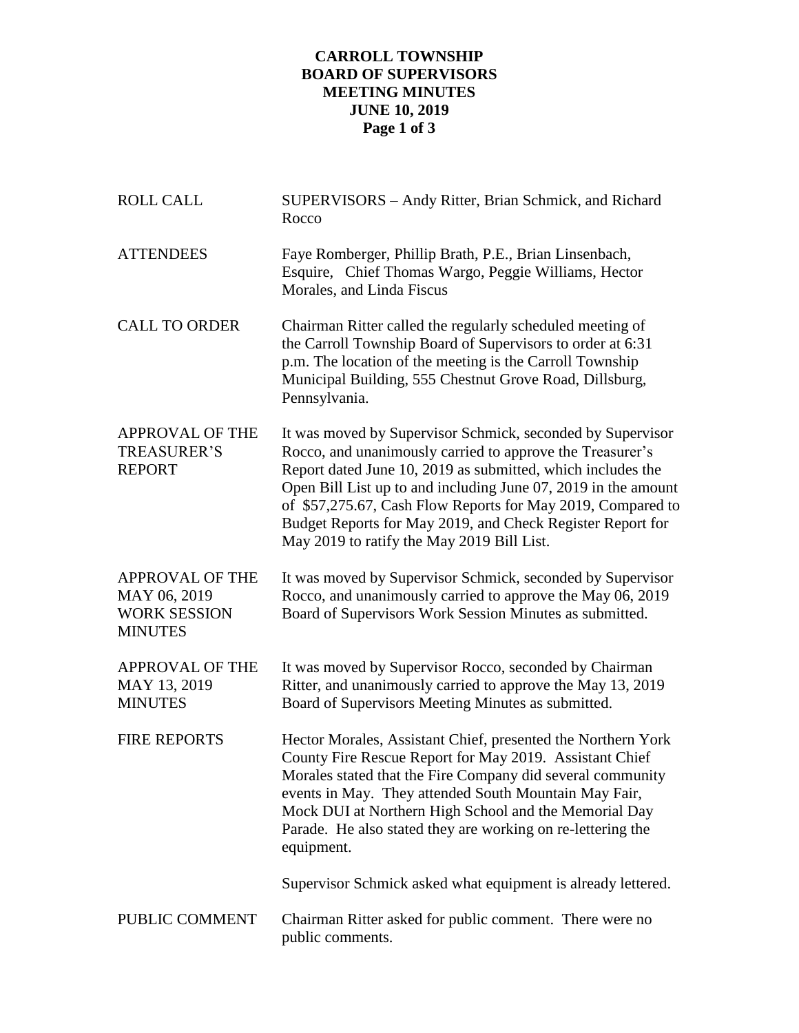# CARROLL TOWNSHIP
# BOARD OF SUPERVISORS
# MEETING MINUTES
# JUNE 10, 2019

| | |
|---|---|
| ROLL CALL | SUPERVISORS – Andy Ritter, Brian Schmick, and Richard Rocco |
| ATTENDEES | Faye Romberger, Phillip Brath, P.E., Brian Linsenbach, Esquire, Chief Thomas Wargo, Peggie Williams, Hector Morales, and Linda Fiscus |
| CALL TO ORDER | Chairman Ritter called the regularly scheduled meeting of the Carroll Township Board of Supervisors to order at 6:31 p.m. The location of the meeting is the Carroll Township Municipal Building, 555 Chestnut Grove Road, Dillsburg, Pennsylvania. |
| APPROVAL OF THE TREASURER'S REPORT | It was moved by Supervisor Schmick, seconded by Supervisor Rocco, and unanimously carried to approve the Treasurer's Report dated June 10, 2019 as submitted, which includes the Open Bill List up to and including June 07, 2019 in the amount of $57,275.67, Cash Flow Reports for May 2019, Compared to Budget Reports for May 2019, and Check Register Report for May 2019 to ratify the May 2019 Bill List. |
| APPROVAL OF THE MAY 06, 2019 WORK SESSION MINUTES | It was moved by Supervisor Schmick, seconded by Supervisor Rocco, and unanimously carried to approve the May 06, 2019 Board of Supervisors Work Session Minutes as submitted. |
| APPROVAL OF THE MAY 13, 2019 MINUTES | It was moved by Supervisor Rocco, seconded by Chairman Ritter, and unanimously carried to approve the May 13, 2019 Board of Supervisors Meeting Minutes as submitted. |
| FIRE REPORTS | Hector Morales, Assistant Chief, presented the Northern York County Fire Rescue Report for May 2019. Assistant Chief Morales stated that the Fire Company did several community events in May. They attended South Mountain May Fair, Mock DUI at Northern High School and the Memorial Day Parade. He also stated they are working on re-lettering the equipment.<br><br>Supervisor Schmick asked what equipment is already lettered. |
| PUBLIC COMMENT | Chairman Ritter asked for public comment. There were no public comments. |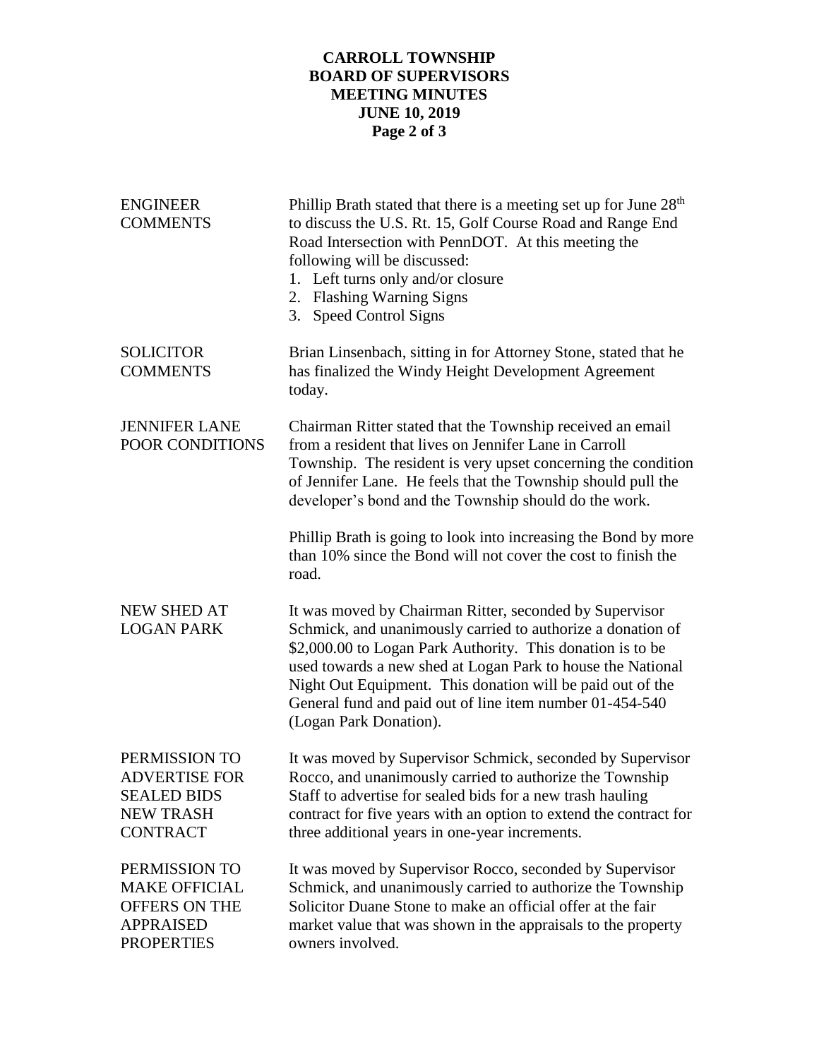# CARROLL TOWNSHIP
# BOARD OF SUPERVISORS
# MEETING MINUTES
# JUNE 10, 2019

**ENGINEER COMMENTS**

Phillip Brath stated that there is a meeting set up for June 28th to discuss the U.S. Rt. 15, Golf Course Road and Range End Road Intersection with PennDOT. At this meeting the following will be discussed:

1. Left turns only and/or closure
2. Flashing Warning Signs
3. Speed Control Signs

**SOLICITOR COMMENTS**

Brian Linsenbach, sitting in for Attorney Stone, stated that he has finalized the Windy Height Development Agreement today.

**JENNIFER LANE POOR CONDITIONS**

Chairman Ritter stated that the Township received an email from a resident that lives on Jennifer Lane in Carroll Township. The resident is very upset concerning the condition of Jennifer Lane. He feels that the Township should pull the developer's bond and the Township should do the work.

Phillip Brath is going to look into increasing the Bond by more than 10% since the Bond will not cover the cost to finish the road.

**NEW SHED AT LOGAN PARK**

It was moved by Chairman Ritter, seconded by Supervisor Schmick, and unanimously carried to authorize a donation of $2,000.00 to Logan Park Authority. This donation is to be used towards a new shed at Logan Park to house the National Night Out Equipment. This donation will be paid out of the General fund and paid out of line item number 01-454-540 (Logan Park Donation).

**PERMISSION TO ADVERTISE FOR SEALED BIDS NEW TRASH CONTRACT**

It was moved by Supervisor Schmick, seconded by Supervisor Rocco, and unanimously carried to authorize the Township Staff to advertise for sealed bids for a new trash hauling contract for five years with an option to extend the contract for three additional years in one-year increments.

**PERMISSION TO MAKE OFFICIAL OFFERS ON THE APPRAISED PROPERTIES**

It was moved by Supervisor Rocco, seconded by Supervisor Schmick, and unanimously carried to authorize the Township Solicitor Duane Stone to make an official offer at the fair market value that was shown in the appraisals to the property owners involved.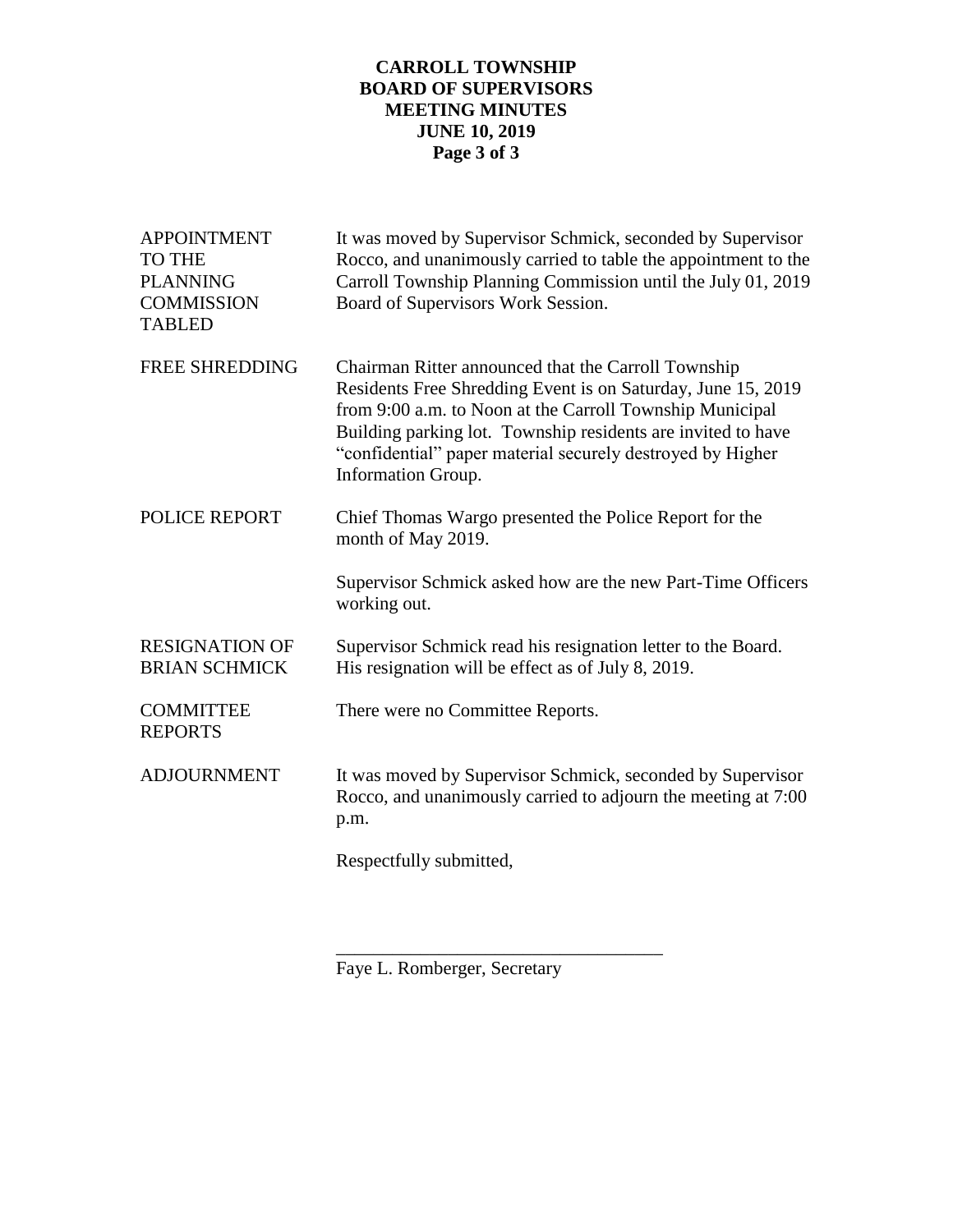**CARROLL TOWNSHIP**
**BOARD OF SUPERVISORS**
**MEETING MINUTES**
**JUNE 10, 2019**

| | |
|---|---|
| APPOINTMENT TO THE PLANNING COMMISSION TABLED | It was moved by Supervisor Schmick, seconded by Supervisor Rocco, and unanimously carried to table the appointment to the Carroll Township Planning Commission until the July 01, 2019 Board of Supervisors Work Session. |
| FREE SHREDDING | Chairman Ritter announced that the Carroll Township Residents Free Shredding Event is on Saturday, June 15, 2019 from 9:00 a.m. to Noon at the Carroll Township Municipal Building parking lot. Township residents are invited to have "confidential" paper material securely destroyed by Higher Information Group. |
| POLICE REPORT | Chief Thomas Wargo presented the Police Report for the month of May 2019. |
| | Supervisor Schmick asked how are the new Part-Time Officers working out. |
| RESIGNATION OF BRIAN SCHMICK | Supervisor Schmick read his resignation letter to the Board. His resignation will be effect as of July 8, 2019. |
| COMMITTEE REPORTS | There were no Committee Reports. |
| ADJOURNMENT | It was moved by Supervisor Schmick, seconded by Supervisor Rocco, and unanimously carried to adjourn the meeting at 7:00 p.m. |

Respectfully submitted,

\_\_\_\_\_\_\_\_\_\_\_\_\_\_\_\_\_\_\_\_\_\_\_\_\_\_\_\_\_\_\_\_\_\_\_

Faye L. Romberger, Secretary